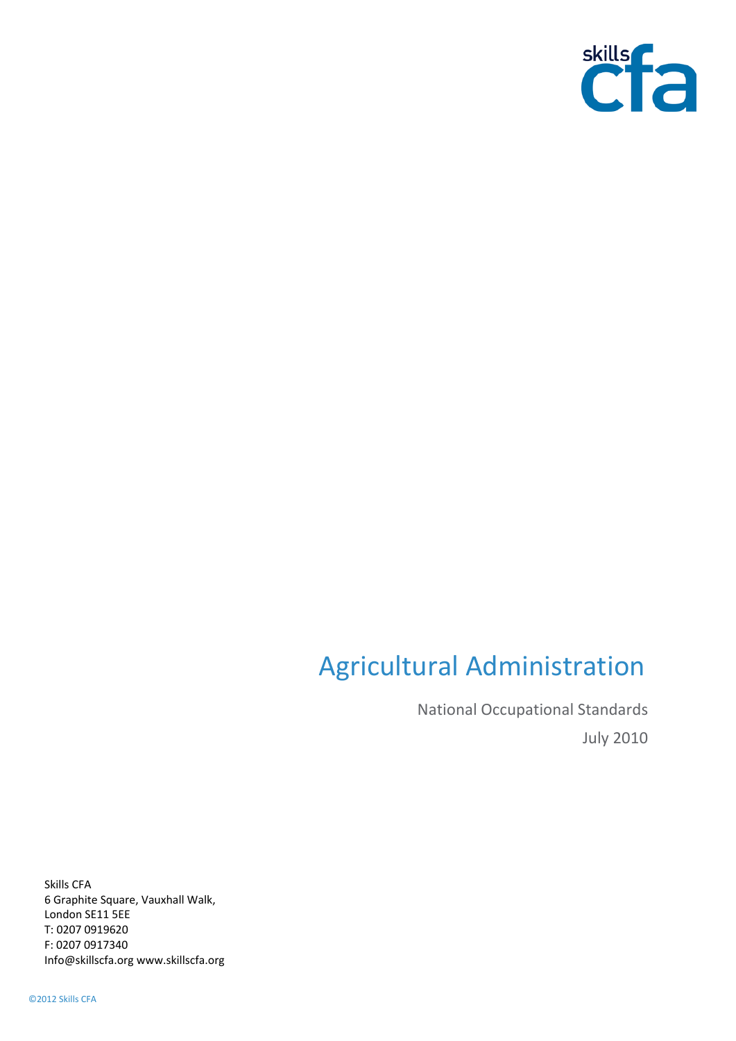skills cfa

# Agricultural Administration

National Occupational Standards

July 2010

Skills CFA
6 Graphite Square, Vauxhall Walk,
London SE11 5EE
T: 0207 0919620
F: 0207 0917340
Info@skillscfa.org www.skillscfa.org

©2012 Skills CFA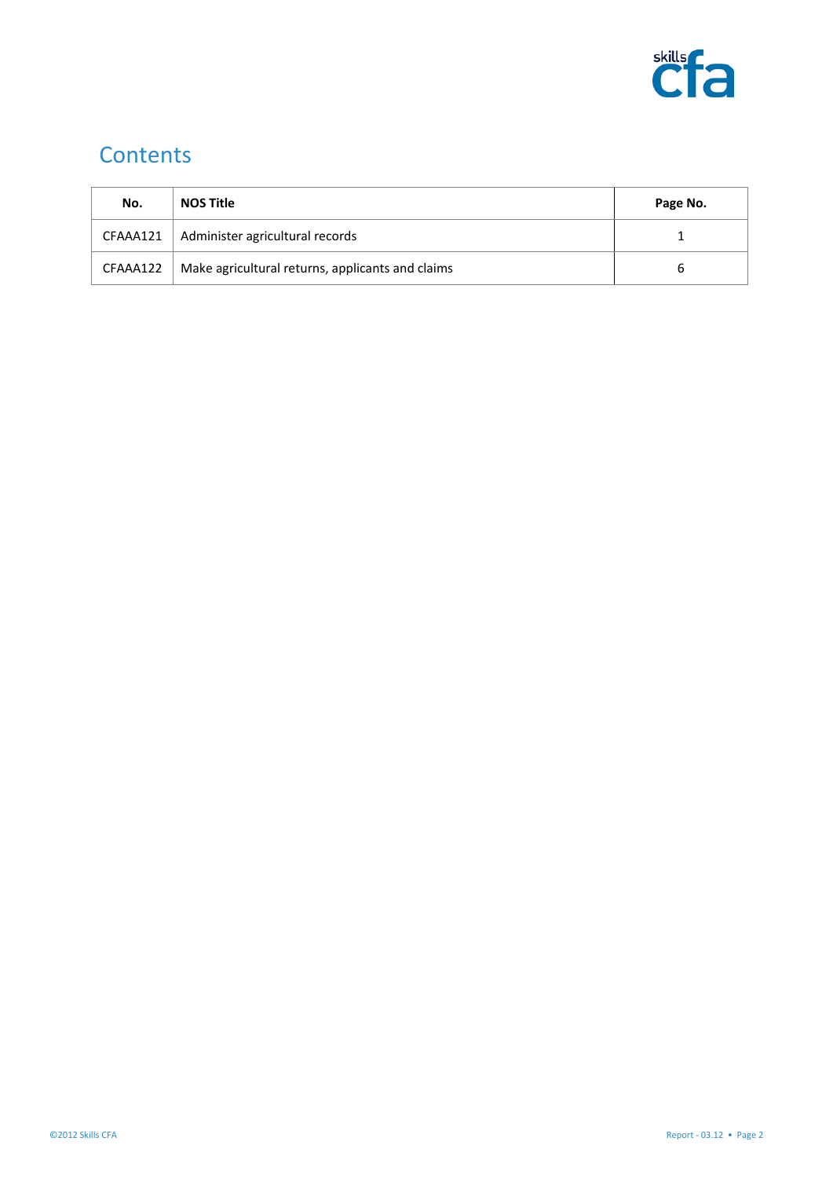# Contents

| No. | NOS Title | Page No. |
|---|---|---|
| CFAAA121 | Administer agricultural records | 1 |
| CFAAA122 | Make agricultural returns, applicants and claims | 6 |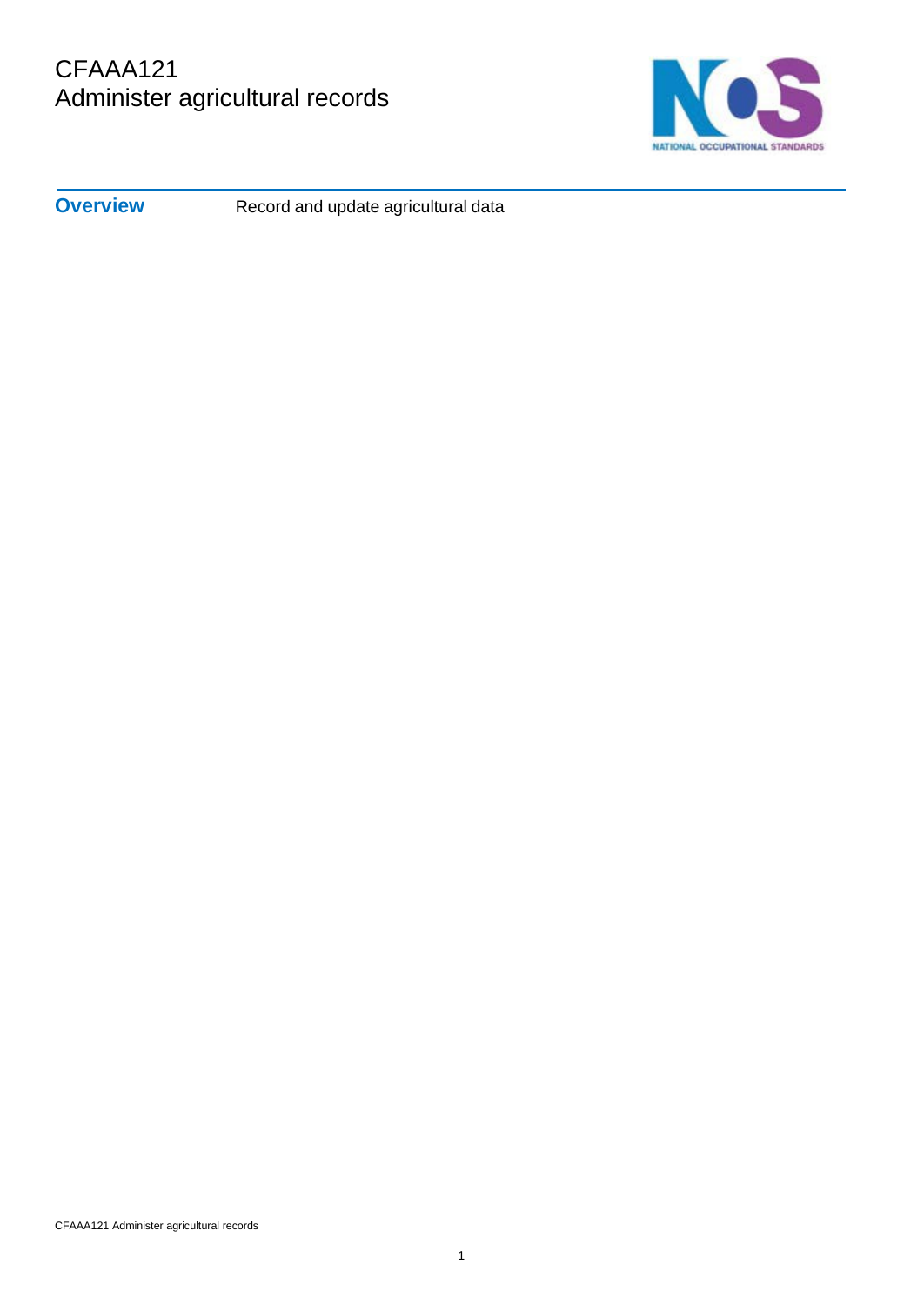# CFAAA121
# Administer agricultural records

| | |
|---|---|
| **Overview** | Record and update agricultural data |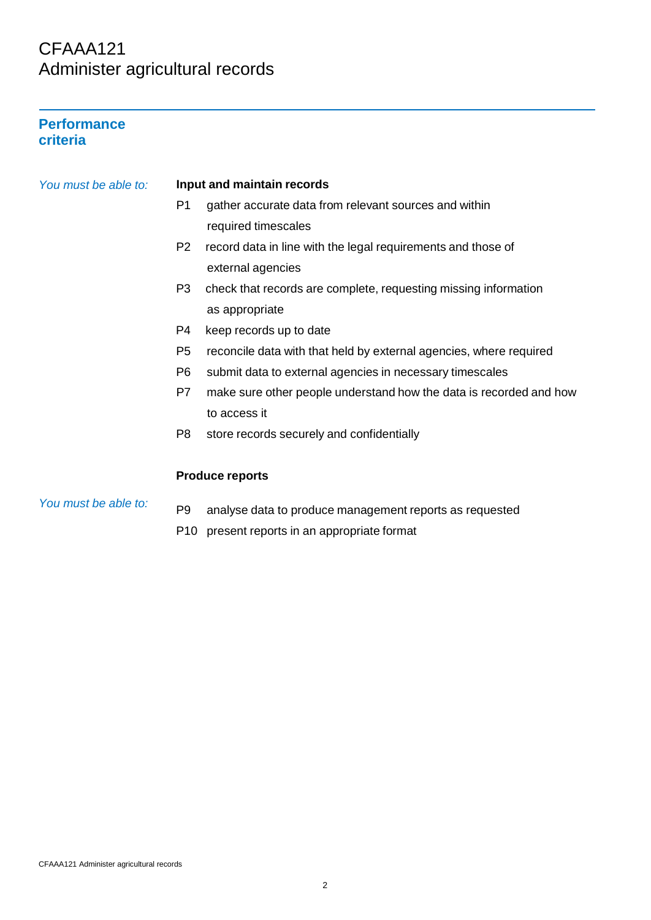# CFAAA121
# Administer agricultural records

## Performance criteria

*You must be able to:*

**Input and maintain records**

- P1 gather accurate data from relevant sources and within required timescales
- P2 record data in line with the legal requirements and those of external agencies
- P3 check that records are complete, requesting missing information as appropriate
- P4 keep records up to date
- P5 reconcile data with that held by external agencies, where required
- P6 submit data to external agencies in necessary timescales
- P7 make sure other people understand how the data is recorded and how to access it
- P8 store records securely and confidentially

**Produce reports**

*You must be able to:*

- P9 analyse data to produce management reports as requested
- P10 present reports in an appropriate format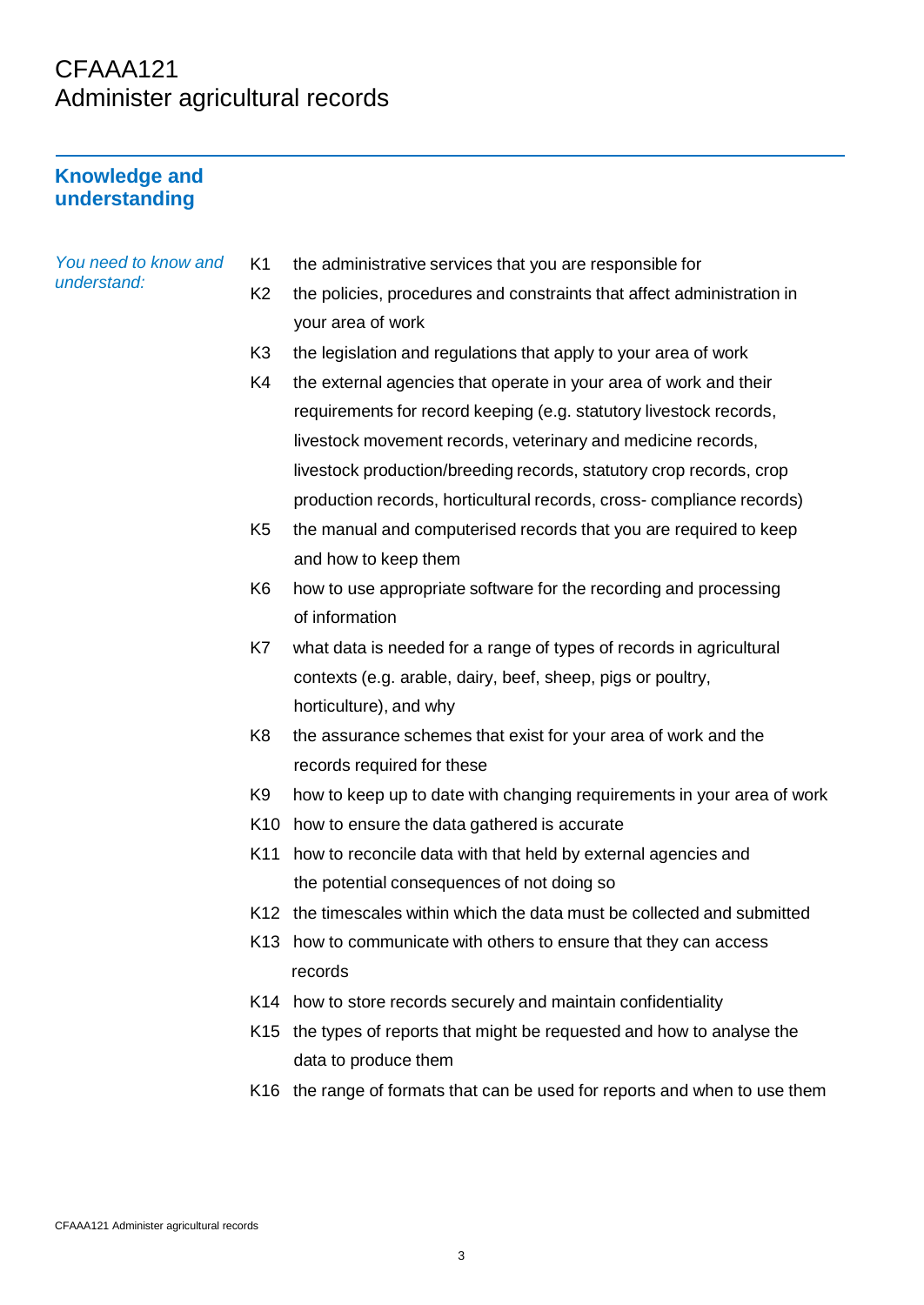# CFAAA121
# Administer agricultural records

## Knowledge and understanding

*You need to know and understand:*

- K1 the administrative services that you are responsible for
- K2 the policies, procedures and constraints that affect administration in your area of work
- K3 the legislation and regulations that apply to your area of work
- K4 the external agencies that operate in your area of work and their requirements for record keeping (e.g. statutory livestock records, livestock movement records, veterinary and medicine records, livestock production/breeding records, statutory crop records, crop production records, horticultural records, cross- compliance records)
- K5 the manual and computerised records that you are required to keep and how to keep them
- K6 how to use appropriate software for the recording and processing of information
- K7 what data is needed for a range of types of records in agricultural contexts (e.g. arable, dairy, beef, sheep, pigs or poultry, horticulture), and why
- K8 the assurance schemes that exist for your area of work and the records required for these
- K9 how to keep up to date with changing requirements in your area of work
- K10 how to ensure the data gathered is accurate
- K11 how to reconcile data with that held by external agencies and the potential consequences of not doing so
- K12 the timescales within which the data must be collected and submitted
- K13 how to communicate with others to ensure that they can access records
- K14 how to store records securely and maintain confidentiality
- K15 the types of reports that might be requested and how to analyse the data to produce them
- K16 the range of formats that can be used for reports and when to use them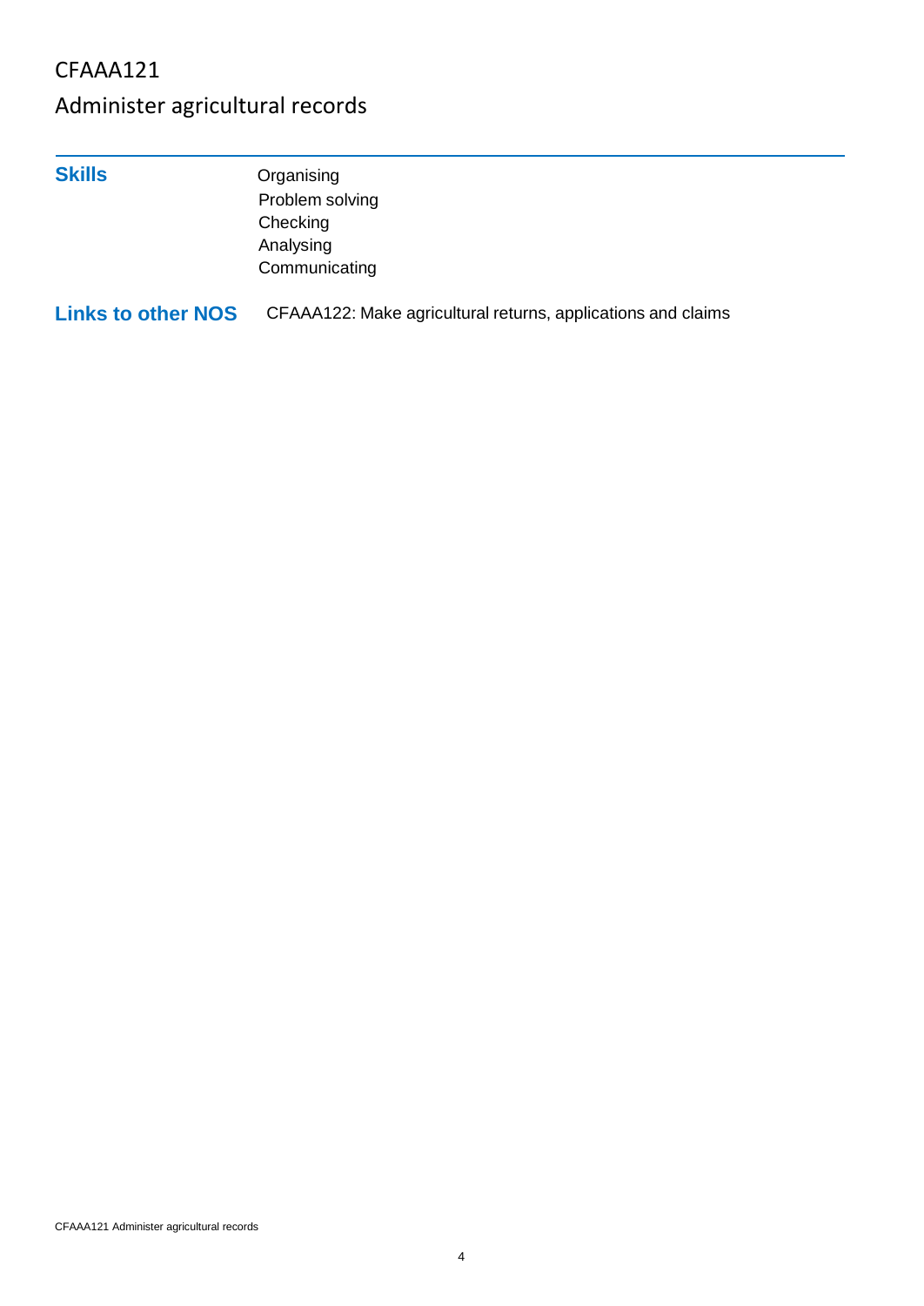# CFAAA121

## Administer agricultural records

| | |
|---|---|
| **Skills** | Organising<br>Problem solving<br>Checking<br>Analysing<br>Communicating |
| **Links to other NOS** | CFAAA122: Make agricultural returns, applications and claims |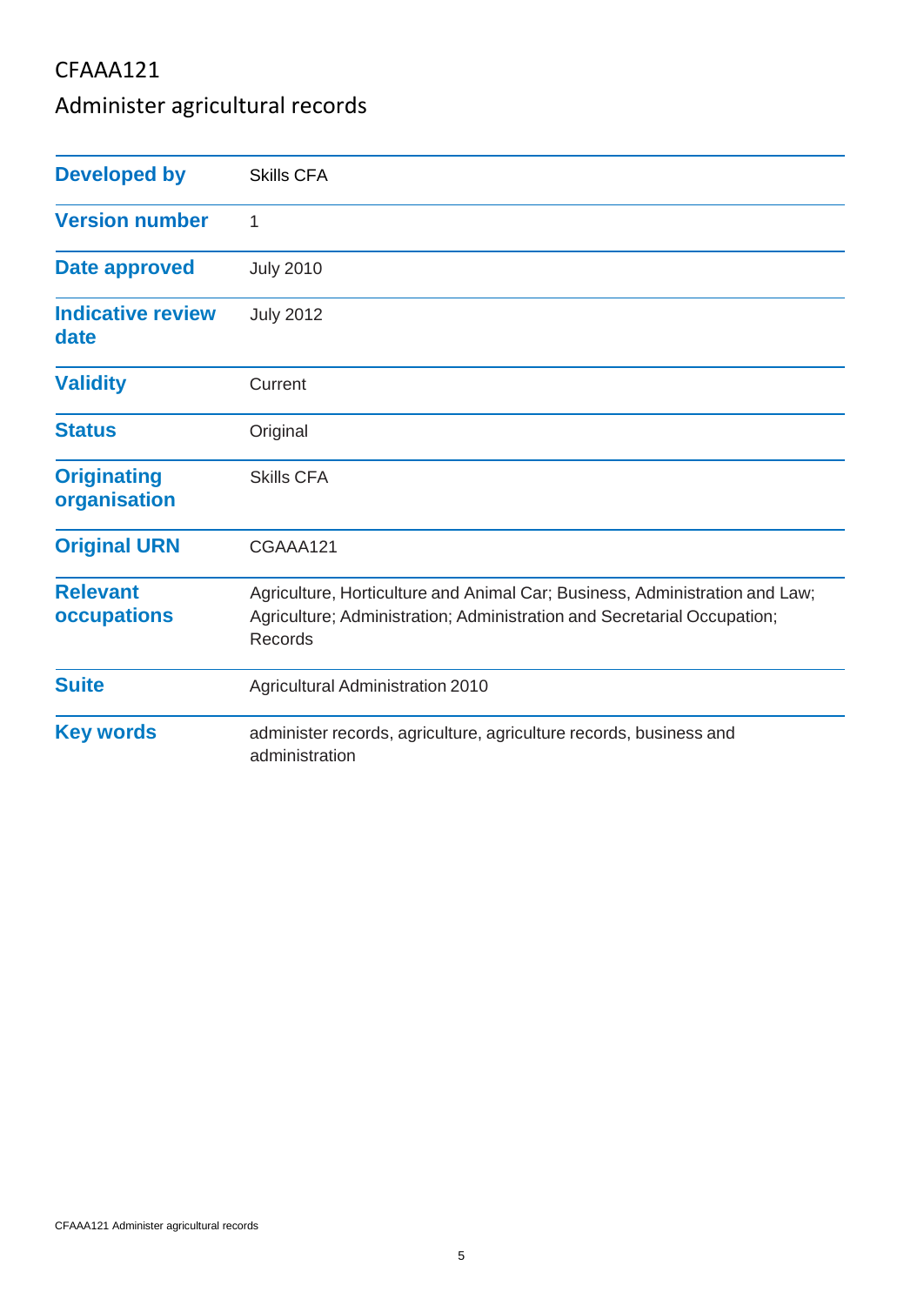# CFAAA121

## Administer agricultural records

| | |
|---|---|
| **Developed by** | Skills CFA |
| **Version number** | 1 |
| **Date approved** | July 2010 |
| **Indicative review date** | July 2012 |
| **Validity** | Current |
| **Status** | Original |
| **Originating organisation** | Skills CFA |
| **Original URN** | CGAAA121 |
| **Relevant occupations** | Agriculture, Horticulture and Animal Car; Business, Administration and Law; Agriculture; Administration; Administration and Secretarial Occupation; Records |
| **Suite** | Agricultural Administration 2010 |
| **Key words** | administer records, agriculture, agriculture records, business and administration |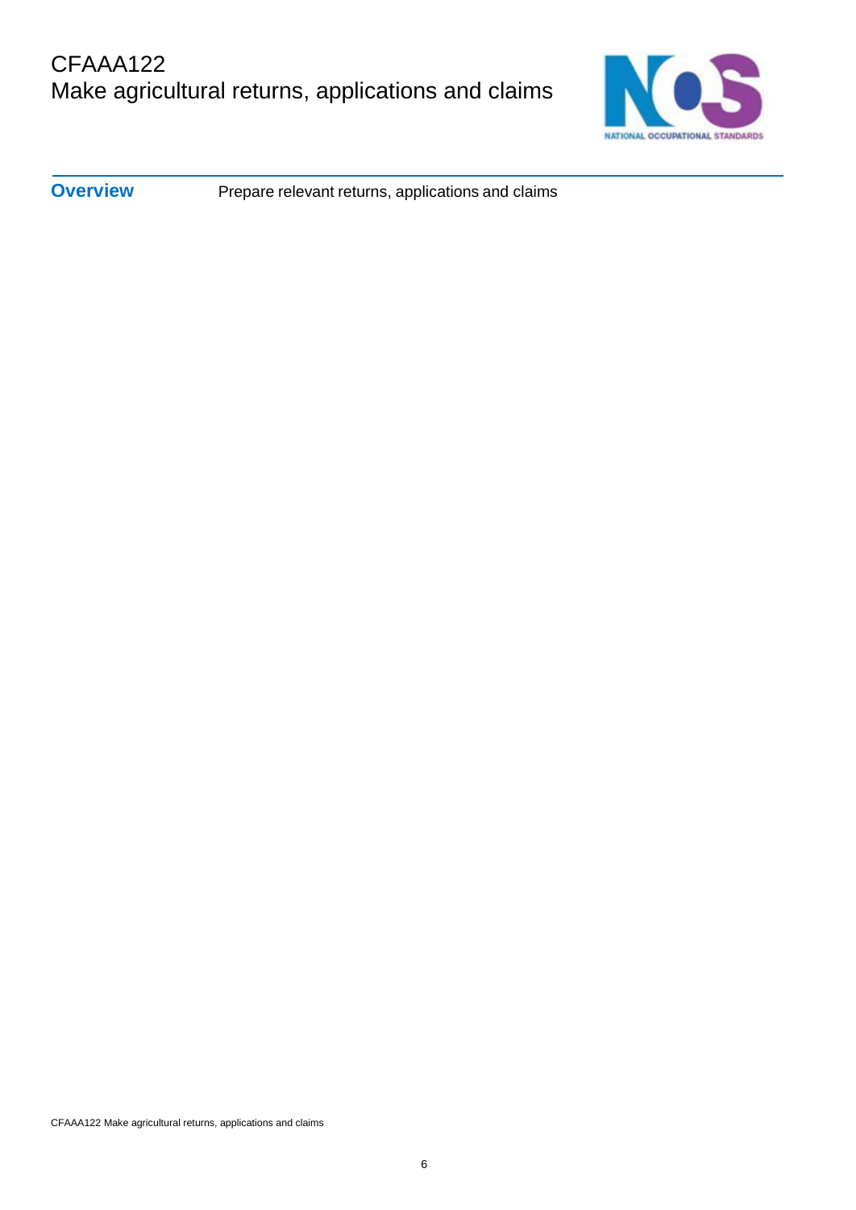# CFAAA122
# Make agricultural returns, applications and claims

| | |
|---|---|
| **Overview** | Prepare relevant returns, applications and claims |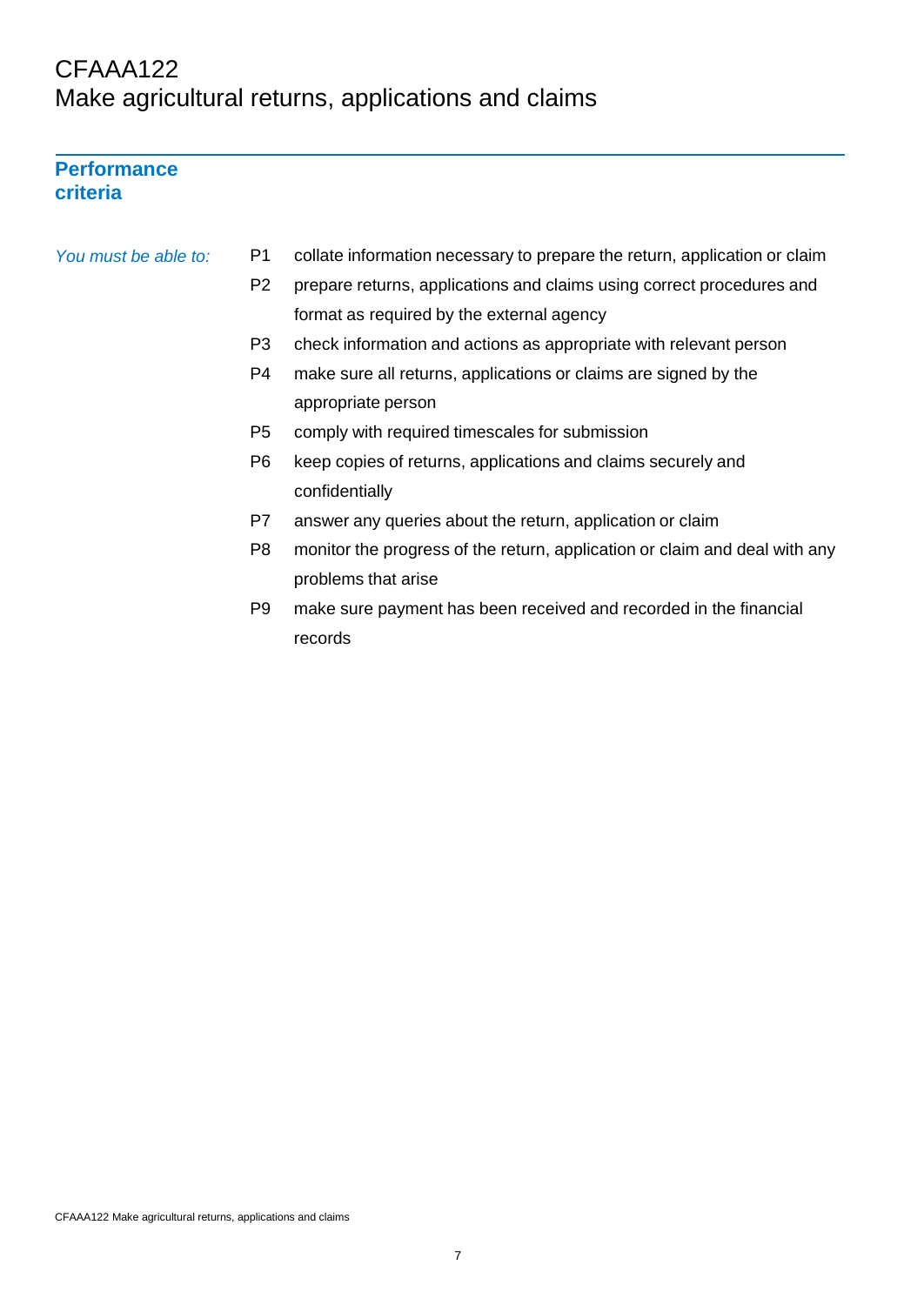# CFAAA122
## Make agricultural returns, applications and claims

### Performance criteria

*You must be able to:*

- P1 collate information necessary to prepare the return, application or claim
- P2 prepare returns, applications and claims using correct procedures and format as required by the external agency
- P3 check information and actions as appropriate with relevant person
- P4 make sure all returns, applications or claims are signed by the appropriate person
- P5 comply with required timescales for submission
- P6 keep copies of returns, applications and claims securely and confidentially
- P7 answer any queries about the return, application or claim
- P8 monitor the progress of the return, application or claim and deal with any problems that arise
- P9 make sure payment has been received and recorded in the financial records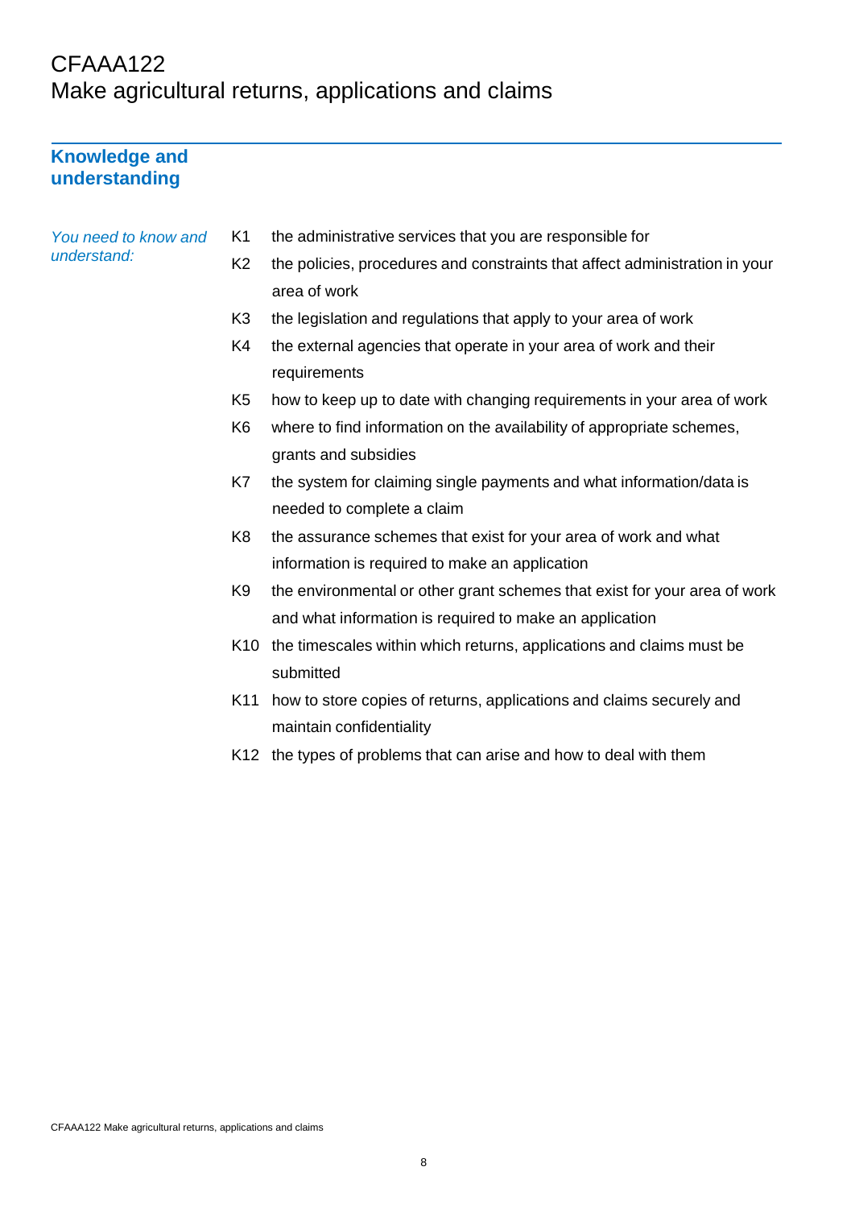# CFAAA122
# Make agricultural returns, applications and claims

## Knowledge and understanding

*You need to know and understand:*

- K1 the administrative services that you are responsible for
- K2 the policies, procedures and constraints that affect administration in your area of work
- K3 the legislation and regulations that apply to your area of work
- K4 the external agencies that operate in your area of work and their requirements
- K5 how to keep up to date with changing requirements in your area of work
- K6 where to find information on the availability of appropriate schemes, grants and subsidies
- K7 the system for claiming single payments and what information/data is needed to complete a claim
- K8 the assurance schemes that exist for your area of work and what information is required to make an application
- K9 the environmental or other grant schemes that exist for your area of work and what information is required to make an application
- K10 the timescales within which returns, applications and claims must be submitted
- K11 how to store copies of returns, applications and claims securely and maintain confidentiality
- K12 the types of problems that can arise and how to deal with them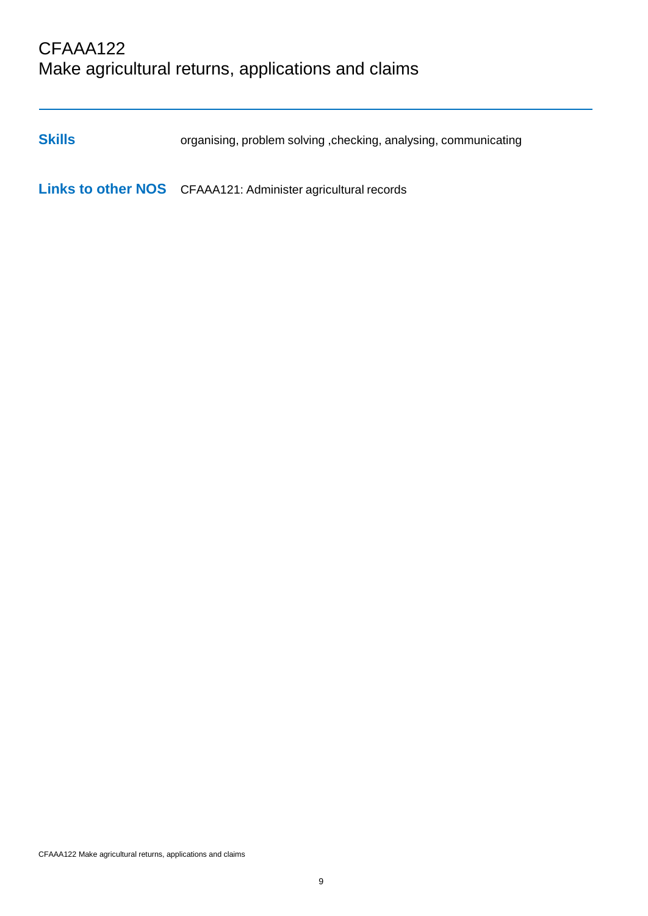| | |
|---|---|
| **Skills** | organising, problem solving ,checking, analysing, communicating |
| **Links to other NOS** | CFAAA121: Administer agricultural records |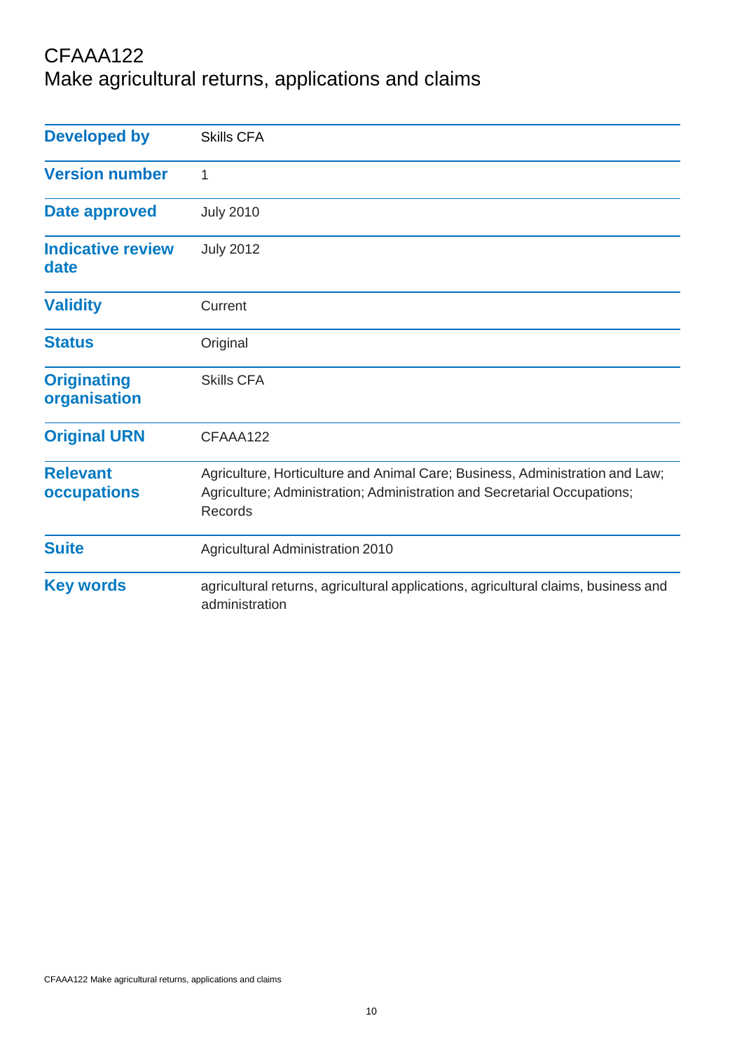# CFAAA122
## Make agricultural returns, applications and claims

| | |
|---|---|
| **Developed by** | Skills CFA |
| **Version number** | 1 |
| **Date approved** | July 2010 |
| **Indicative review date** | July 2012 |
| **Validity** | Current |
| **Status** | Original |
| **Originating organisation** | Skills CFA |
| **Original URN** | CFAAA122 |
| **Relevant occupations** | Agriculture, Horticulture and Animal Care; Business, Administration and Law; Agriculture; Administration; Administration and Secretarial Occupations; Records |
| **Suite** | Agricultural Administration 2010 |
| **Key words** | agricultural returns, agricultural applications, agricultural claims, business and administration |